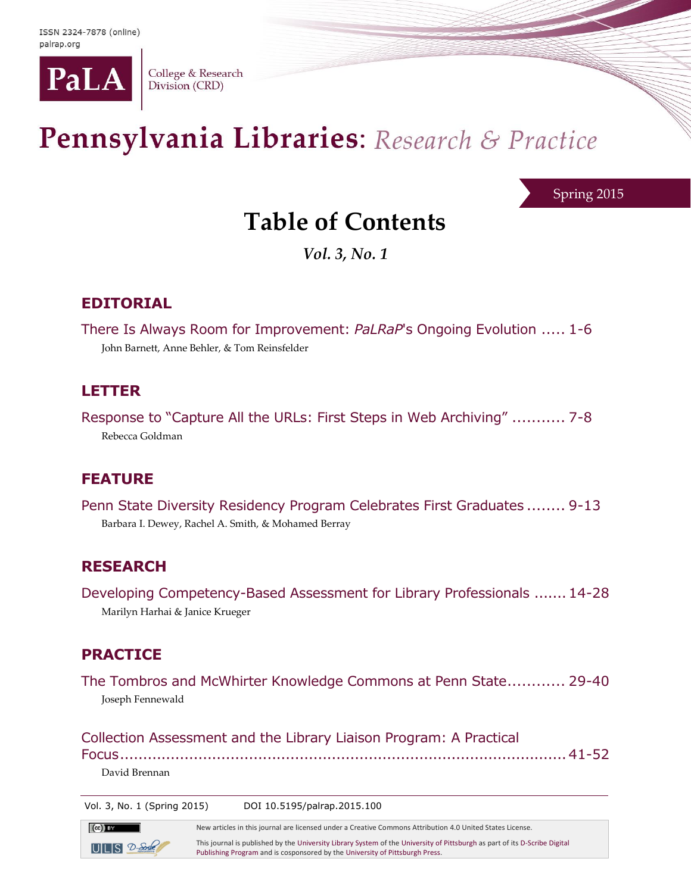ISSN 2324-7878 (online)
palrap.org

PaLA College & Research Division (CRD)

# Pennsylvania Libraries: *Research & Practice*

Spring 2015

## Table of Contents

*Vol. 3, No. 1*

### EDITORIAL

There Is Always Room for Improvement: *PaLRaP*'s Ongoing Evolution ..... 1-6
John Barnett, Anne Behler, & Tom Reinsfelder

### LETTER

Response to "Capture All the URLs: First Steps in Web Archiving" ........... 7-8
Rebecca Goldman

### FEATURE

Penn State Diversity Residency Program Celebrates First Graduates ........ 9-13
Barbara I. Dewey, Rachel A. Smith, & Mohamed Berray

### RESEARCH

Developing Competency-Based Assessment for Library Professionals ....... 14-28
Marilyn Harhai & Janice Krueger

### PRACTICE

The Tombros and McWhirter Knowledge Commons at Penn State............ 29-40
Joseph Fennewald

Collection Assessment and the Library Liaison Program: A Practical Focus............................................................................................ 41-52
David Brennan

Vol. 3, No. 1 (Spring 2015) DOI 10.5195/palrap.2015.100

New articles in this journal are licensed under a Creative Commons Attribution 4.0 United States License.

This journal is published by the University Library System of the University of Pittsburgh as part of its D-Scribe Digital Publishing Program and is cosponsored by the University of Pittsburgh Press.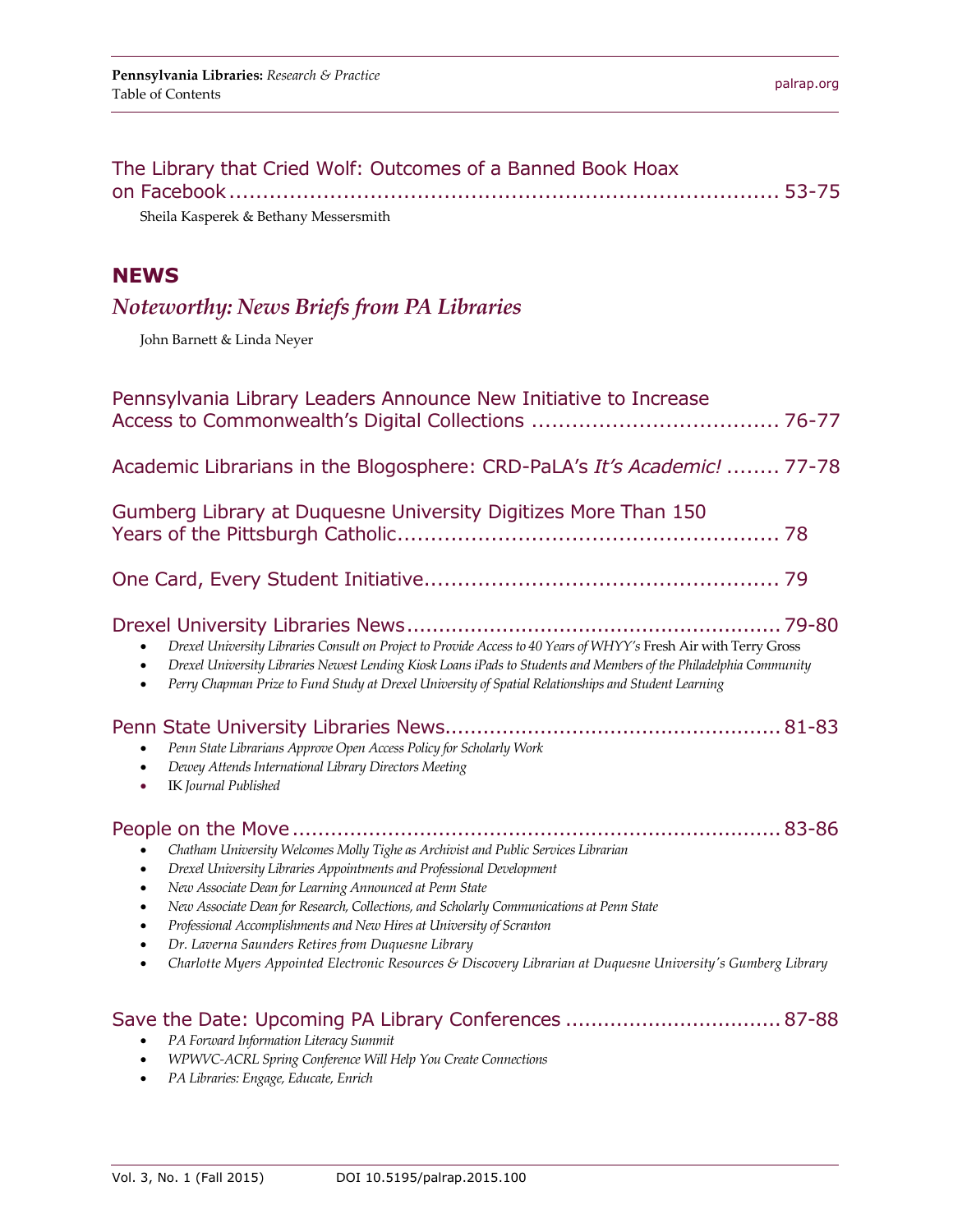The Library that Cried Wolf: Outcomes of a Banned Book Hoax on Facebook ........................................................................... 53-75

Sheila Kasperek & Bethany Messersmith

## NEWS

### *Noteworthy: News Briefs from PA Libraries*

John Barnett & Linda Neyer

Pennsylvania Library Leaders Announce New Initiative to Increase Access to Commonwealth's Digital Collections ..................................... 76-77

Academic Librarians in the Blogosphere: CRD-PaLA's *It's Academic!* ........ 77-78

Gumberg Library at Duquesne University Digitizes More Than 150 Years of the Pittsburgh Catholic......................................................... 78

One Card, Every Student Initiative.................................................... 79

Drexel University Libraries News........................................................ 79-80

- *Drexel University Libraries Consult on Project to Provide Access to 40 Years of WHYY's* Fresh Air with Terry Gross
- *Drexel University Libraries Newest Lending Kiosk Loans iPads to Students and Members of the Philadelphia Community*
- *Perry Chapman Prize to Fund Study at Drexel University of Spatial Relationships and Student Learning*

Penn State University Libraries News.................................................... 81-83

- *Penn State Librarians Approve Open Access Policy for Scholarly Work*
- *Dewey Attends International Library Directors Meeting*
- IK *Journal Published*

People on the Move ........................................................................... 83-86

- *Chatham University Welcomes Molly Tighe as Archivist and Public Services Librarian*
- *Drexel University Libraries Appointments and Professional Development*
- *New Associate Dean for Learning Announced at Penn State*
- *New Associate Dean for Research, Collections, and Scholarly Communications at Penn State*
- *Professional Accomplishments and New Hires at University of Scranton*
- *Dr. Laverna Saunders Retires from Duquesne Library*
- *Charlotte Myers Appointed Electronic Resources & Discovery Librarian at Duquesne University's Gumberg Library*

Save the Date: Upcoming PA Library Conferences .................................. 87-88

- *PA Forward Information Literacy Summit*
- *WPWVC-ACRL Spring Conference Will Help You Create Connections*
- *PA Libraries: Engage, Educate, Enrich*